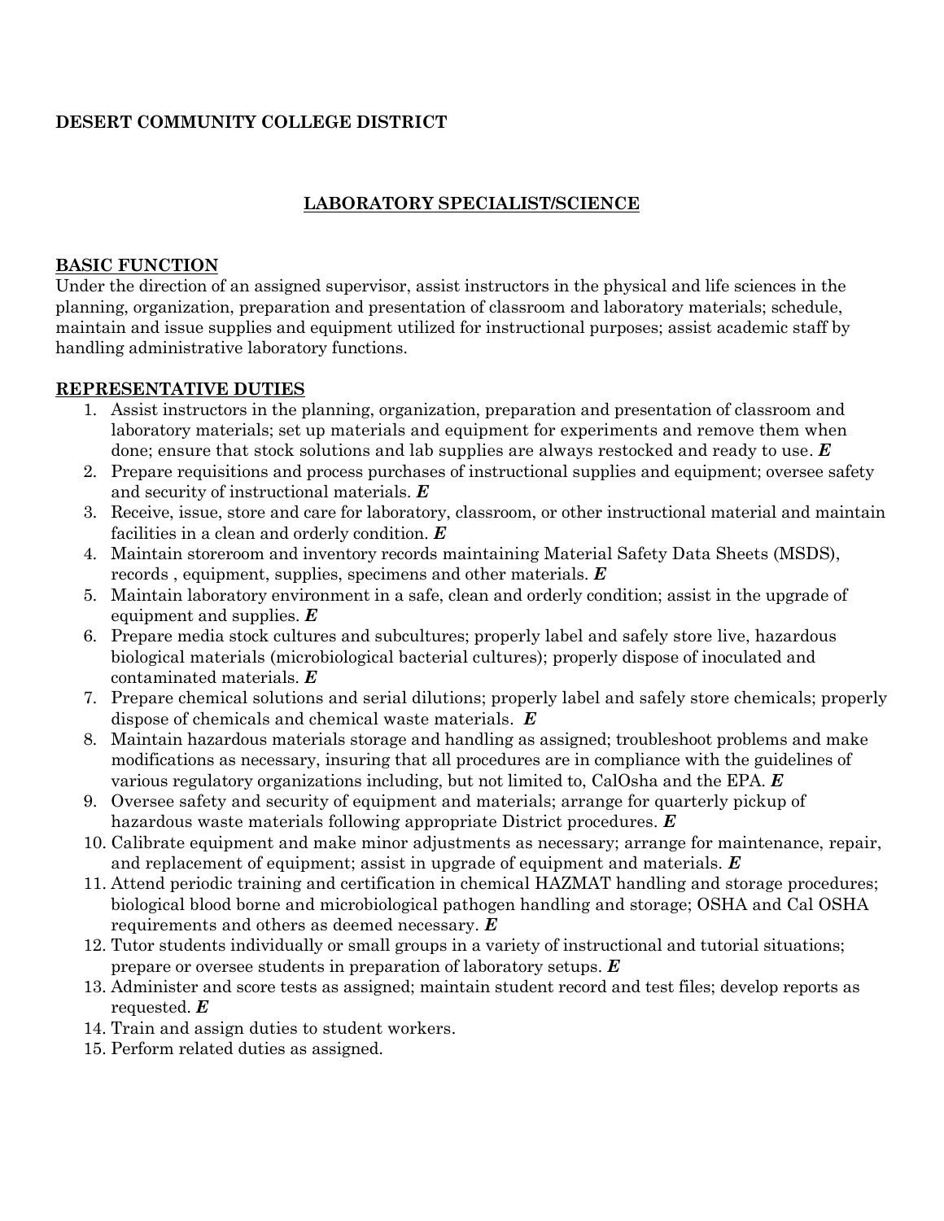**DESERT COMMUNITY COLLEGE DISTRICT**

# LABORATORY SPECIALIST/SCIENCE

## BASIC FUNCTION

Under the direction of an assigned supervisor, assist instructors in the physical and life sciences in the planning, organization, preparation and presentation of classroom and laboratory materials; schedule, maintain and issue supplies and equipment utilized for instructional purposes; assist academic staff by handling administrative laboratory functions.

## REPRESENTATIVE DUTIES

1. Assist instructors in the planning, organization, preparation and presentation of classroom and laboratory materials; set up materials and equipment for experiments and remove them when done; ensure that stock solutions and lab supplies are always restocked and ready to use. ***E***
2. Prepare requisitions and process purchases of instructional supplies and equipment; oversee safety and security of instructional materials. ***E***
3. Receive, issue, store and care for laboratory, classroom, or other instructional material and maintain facilities in a clean and orderly condition. ***E***
4. Maintain storeroom and inventory records maintaining Material Safety Data Sheets (MSDS), records , equipment, supplies, specimens and other materials. ***E***
5. Maintain laboratory environment in a safe, clean and orderly condition; assist in the upgrade of equipment and supplies. ***E***
6. Prepare media stock cultures and subcultures; properly label and safely store live, hazardous biological materials (microbiological bacterial cultures); properly dispose of inoculated and contaminated materials. ***E***
7. Prepare chemical solutions and serial dilutions; properly label and safely store chemicals; properly dispose of chemicals and chemical waste materials. ***E***
8. Maintain hazardous materials storage and handling as assigned; troubleshoot problems and make modifications as necessary, insuring that all procedures are in compliance with the guidelines of various regulatory organizations including, but not limited to, CalOsha and the EPA. ***E***
9. Oversee safety and security of equipment and materials; arrange for quarterly pickup of hazardous waste materials following appropriate District procedures. ***E***
10. Calibrate equipment and make minor adjustments as necessary; arrange for maintenance, repair, and replacement of equipment; assist in upgrade of equipment and materials. ***E***
11. Attend periodic training and certification in chemical HAZMAT handling and storage procedures; biological blood borne and microbiological pathogen handling and storage; OSHA and Cal OSHA requirements and others as deemed necessary. ***E***
12. Tutor students individually or small groups in a variety of instructional and tutorial situations; prepare or oversee students in preparation of laboratory setups. ***E***
13. Administer and score tests as assigned; maintain student record and test files; develop reports as requested. ***E***
14. Train and assign duties to student workers.
15. Perform related duties as assigned.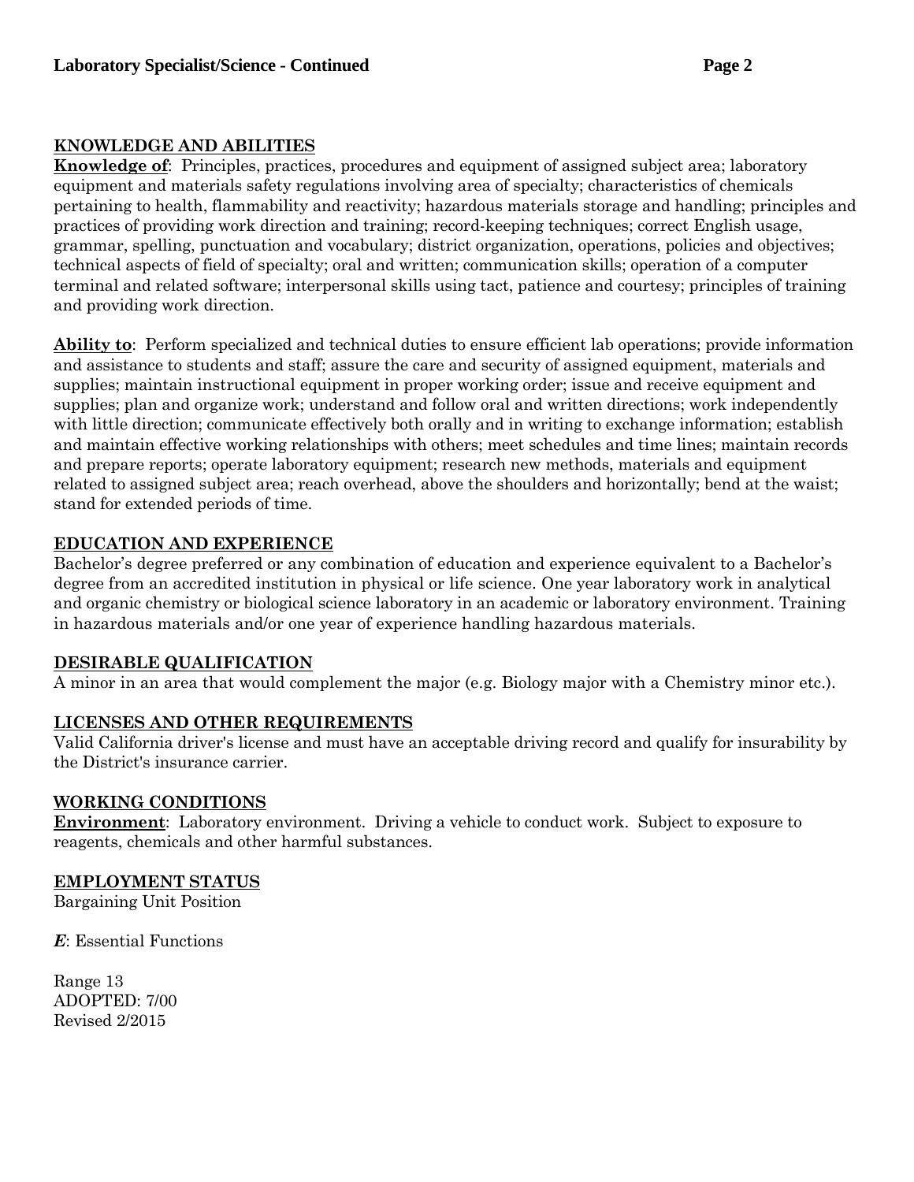## KNOWLEDGE AND ABILITIES

**Knowledge of**: Principles, practices, procedures and equipment of assigned subject area; laboratory equipment and materials safety regulations involving area of specialty; characteristics of chemicals pertaining to health, flammability and reactivity; hazardous materials storage and handling; principles and practices of providing work direction and training; record-keeping techniques; correct English usage, grammar, spelling, punctuation and vocabulary; district organization, operations, policies and objectives; technical aspects of field of specialty; oral and written; communication skills; operation of a computer terminal and related software; interpersonal skills using tact, patience and courtesy; principles of training and providing work direction.

**Ability to**: Perform specialized and technical duties to ensure efficient lab operations; provide information and assistance to students and staff; assure the care and security of assigned equipment, materials and supplies; maintain instructional equipment in proper working order; issue and receive equipment and supplies; plan and organize work; understand and follow oral and written directions; work independently with little direction; communicate effectively both orally and in writing to exchange information; establish and maintain effective working relationships with others; meet schedules and time lines; maintain records and prepare reports; operate laboratory equipment; research new methods, materials and equipment related to assigned subject area; reach overhead, above the shoulders and horizontally; bend at the waist; stand for extended periods of time.

## EDUCATION AND EXPERIENCE

Bachelor's degree preferred or any combination of education and experience equivalent to a Bachelor's degree from an accredited institution in physical or life science. One year laboratory work in analytical and organic chemistry or biological science laboratory in an academic or laboratory environment. Training in hazardous materials and/or one year of experience handling hazardous materials.

## DESIRABLE QUALIFICATION

A minor in an area that would complement the major (e.g. Biology major with a Chemistry minor etc.).

## LICENSES AND OTHER REQUIREMENTS

Valid California driver's license and must have an acceptable driving record and qualify for insurability by the District's insurance carrier.

## WORKING CONDITIONS

**Environment**: Laboratory environment. Driving a vehicle to conduct work. Subject to exposure to reagents, chemicals and other harmful substances.

## EMPLOYMENT STATUS

Bargaining Unit Position

***E***: Essential Functions

Range 13
ADOPTED: 7/00
Revised 2/2015